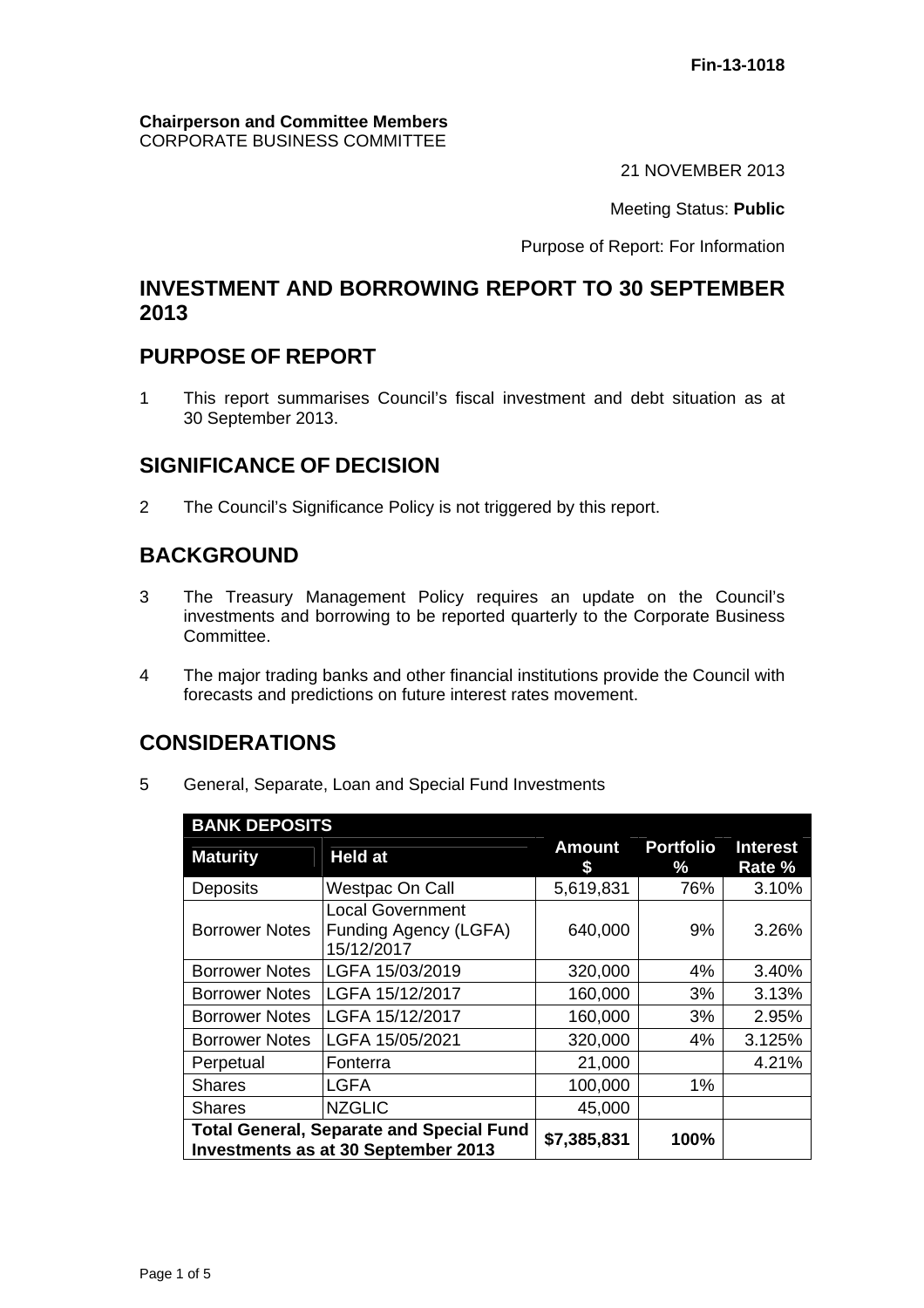Fin-13-1018

**Chairperson and Committee Members**
CORPORATE BUSINESS COMMITTEE

21 NOVEMBER 2013

Meeting Status: **Public**

Purpose of Report: For Information

# INVESTMENT AND BORROWING REPORT TO 30 SEPTEMBER 2013

## PURPOSE OF REPORT

1 This report summarises Council's fiscal investment and debt situation as at 30 September 2013.

## SIGNIFICANCE OF DECISION

2 The Council's Significance Policy is not triggered by this report.

## BACKGROUND

3 The Treasury Management Policy requires an update on the Council's investments and borrowing to be reported quarterly to the Corporate Business Committee.

4 The major trading banks and other financial institutions provide the Council with forecasts and predictions on future interest rates movement.

## CONSIDERATIONS

5 General, Separate, Loan and Special Fund Investments

| **BANK DEPOSITS** | | | | |
|---|---|---|---|---|
| **Maturity** | **Held at** | **Amount $** | **Portfolio %** | **Interest Rate %** |
| Deposits | Westpac On Call | 5,619,831 | 76% | 3.10% |
| Borrower Notes | Local Government Funding Agency (LGFA) 15/12/2017 | 640,000 | 9% | 3.26% |
| Borrower Notes | LGFA 15/03/2019 | 320,000 | 4% | 3.40% |
| Borrower Notes | LGFA 15/12/2017 | 160,000 | 3% | 3.13% |
| Borrower Notes | LGFA 15/12/2017 | 160,000 | 3% | 2.95% |
| Borrower Notes | LGFA 15/05/2021 | 320,000 | 4% | 3.125% |
| Perpetual | Fonterra | 21,000 | | 4.21% |
| Shares | LGFA | 100,000 | 1% | |
| Shares | NZGLIC | 45,000 | | |
| **Total General, Separate and Special Fund Investments as at 30 September 2013** | | **$7,385,831** | **100%** | |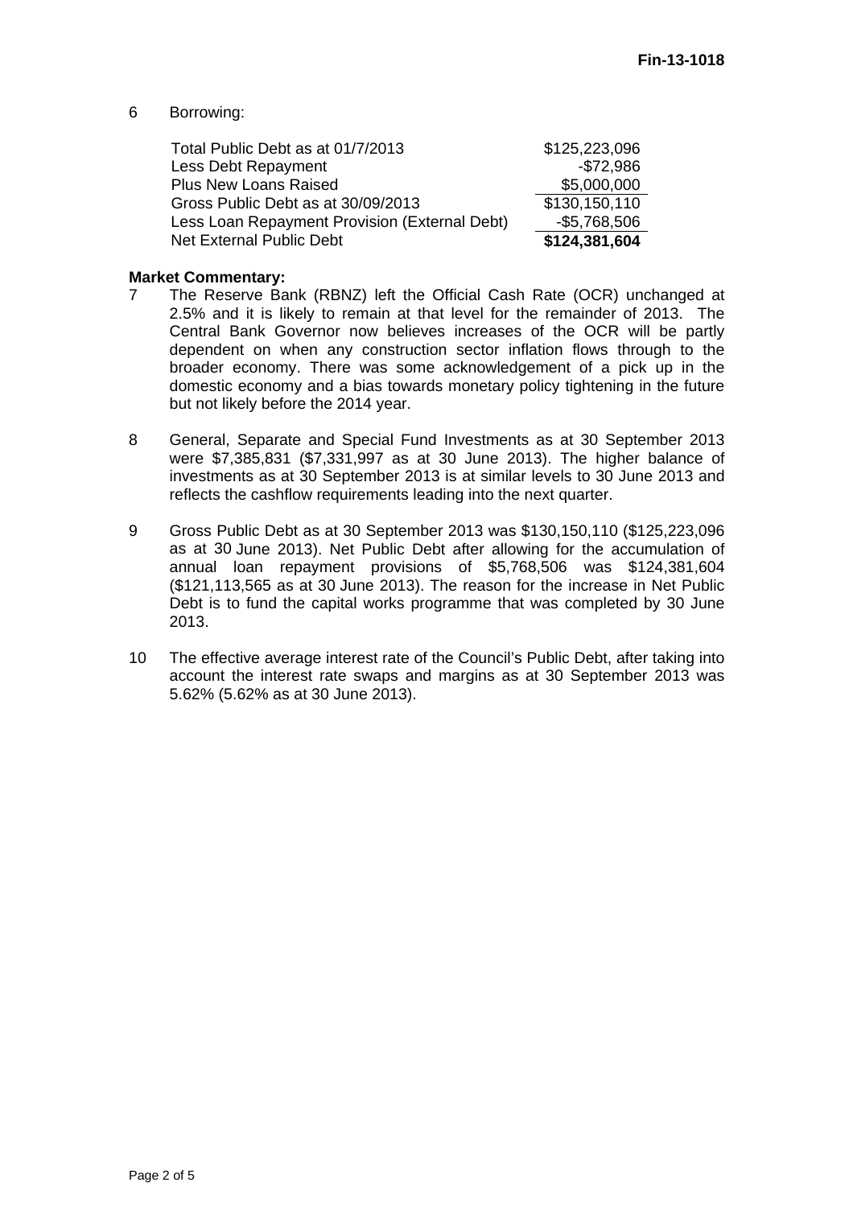6 Borrowing:

| | |
|---|---|
| Total Public Debt as at 01/7/2013 | $125,223,096 |
| Less Debt Repayment | -$72,986 |
| Plus New Loans Raised | $5,000,000 |
| Gross Public Debt as at 30/09/2013 | $130,150,110 |
| Less Loan Repayment Provision (External Debt) | -$5,768,506 |
| Net External Public Debt | **$124,381,604** |

**Market Commentary:**

7 The Reserve Bank (RBNZ) left the Official Cash Rate (OCR) unchanged at 2.5% and it is likely to remain at that level for the remainder of 2013. The Central Bank Governor now believes increases of the OCR will be partly dependent on when any construction sector inflation flows through to the broader economy. There was some acknowledgement of a pick up in the domestic economy and a bias towards monetary policy tightening in the future but not likely before the 2014 year.

8 General, Separate and Special Fund Investments as at 30 September 2013 were $7,385,831 ($7,331,997 as at 30 June 2013). The higher balance of investments as at 30 September 2013 is at similar levels to 30 June 2013 and reflects the cashflow requirements leading into the next quarter.

9 Gross Public Debt as at 30 September 2013 was $130,150,110 ($125,223,096 as at 30 June 2013). Net Public Debt after allowing for the accumulation of annual loan repayment provisions of $5,768,506 was $124,381,604 ($121,113,565 as at 30 June 2013). The reason for the increase in Net Public Debt is to fund the capital works programme that was completed by 30 June 2013.

10 The effective average interest rate of the Council's Public Debt, after taking into account the interest rate swaps and margins as at 30 September 2013 was 5.62% (5.62% as at 30 June 2013).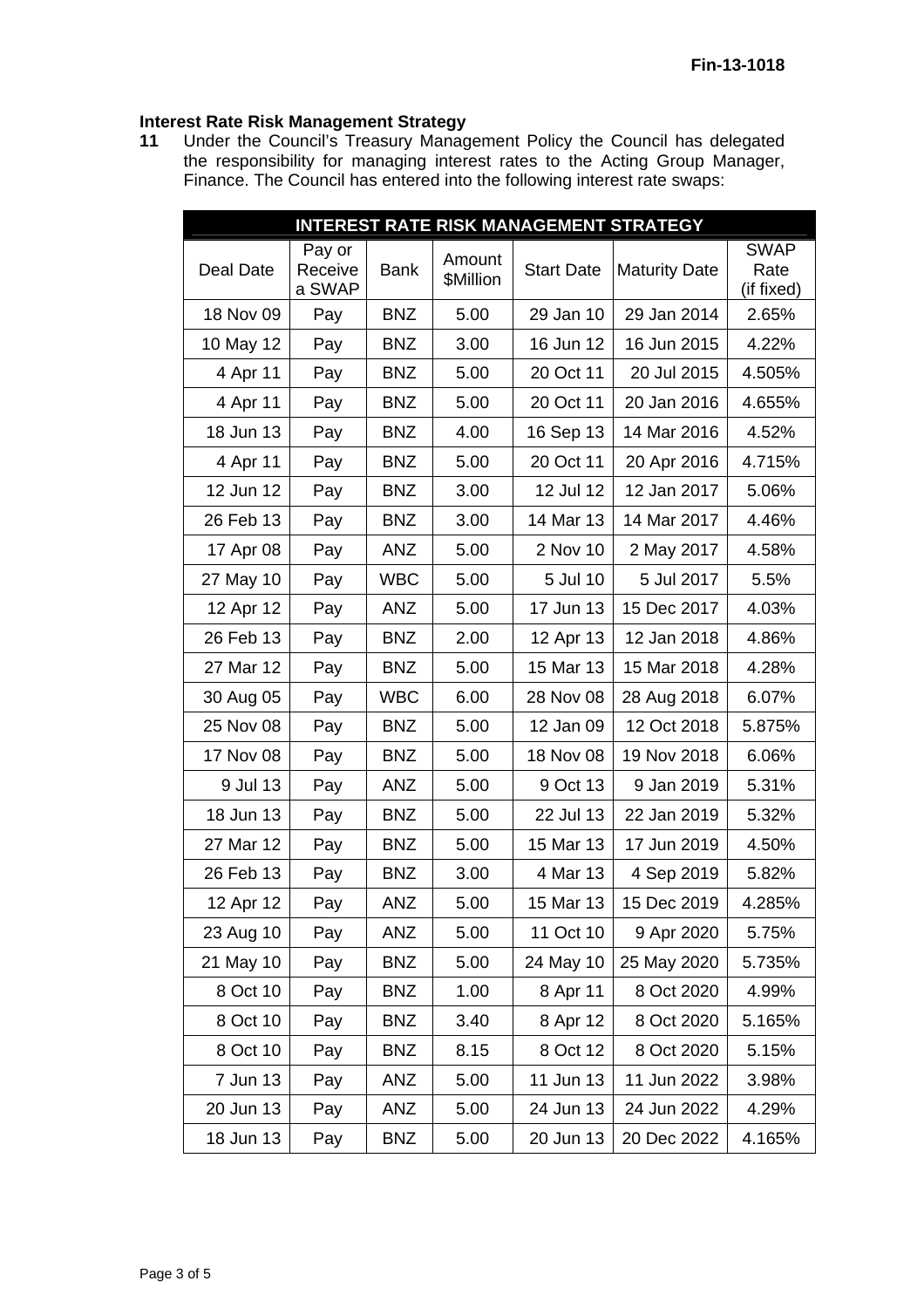Fin-13-1018

### Interest Rate Risk Management Strategy

**11** Under the Council's Treasury Management Policy the Council has delegated the responsibility for managing interest rates to the Acting Group Manager, Finance. The Council has entered into the following interest rate swaps:

| INTEREST RATE RISK MANAGEMENT STRATEGY | | | | | | |
|---|---|---|---|---|---|---|
| Deal Date | Pay or Receive a SWAP | Bank | Amount $Million | Start Date | Maturity Date | SWAP Rate (if fixed) |
| 18 Nov 09 | Pay | BNZ | 5.00 | 29 Jan 10 | 29 Jan 2014 | 2.65% |
| 10 May 12 | Pay | BNZ | 3.00 | 16 Jun 12 | 16 Jun 2015 | 4.22% |
| 4 Apr 11 | Pay | BNZ | 5.00 | 20 Oct 11 | 20 Jul 2015 | 4.505% |
| 4 Apr 11 | Pay | BNZ | 5.00 | 20 Oct 11 | 20 Jan 2016 | 4.655% |
| 18 Jun 13 | Pay | BNZ | 4.00 | 16 Sep 13 | 14 Mar 2016 | 4.52% |
| 4 Apr 11 | Pay | BNZ | 5.00 | 20 Oct 11 | 20 Apr 2016 | 4.715% |
| 12 Jun 12 | Pay | BNZ | 3.00 | 12 Jul 12 | 12 Jan 2017 | 5.06% |
| 26 Feb 13 | Pay | BNZ | 3.00 | 14 Mar 13 | 14 Mar 2017 | 4.46% |
| 17 Apr 08 | Pay | ANZ | 5.00 | 2 Nov 10 | 2 May 2017 | 4.58% |
| 27 May 10 | Pay | WBC | 5.00 | 5 Jul 10 | 5 Jul 2017 | 5.5% |
| 12 Apr 12 | Pay | ANZ | 5.00 | 17 Jun 13 | 15 Dec 2017 | 4.03% |
| 26 Feb 13 | Pay | BNZ | 2.00 | 12 Apr 13 | 12 Jan 2018 | 4.86% |
| 27 Mar 12 | Pay | BNZ | 5.00 | 15 Mar 13 | 15 Mar 2018 | 4.28% |
| 30 Aug 05 | Pay | WBC | 6.00 | 28 Nov 08 | 28 Aug 2018 | 6.07% |
| 25 Nov 08 | Pay | BNZ | 5.00 | 12 Jan 09 | 12 Oct 2018 | 5.875% |
| 17 Nov 08 | Pay | BNZ | 5.00 | 18 Nov 08 | 19 Nov 2018 | 6.06% |
| 9 Jul 13 | Pay | ANZ | 5.00 | 9 Oct 13 | 9 Jan 2019 | 5.31% |
| 18 Jun 13 | Pay | BNZ | 5.00 | 22 Jul 13 | 22 Jan 2019 | 5.32% |
| 27 Mar 12 | Pay | BNZ | 5.00 | 15 Mar 13 | 17 Jun 2019 | 4.50% |
| 26 Feb 13 | Pay | BNZ | 3.00 | 4 Mar 13 | 4 Sep 2019 | 5.82% |
| 12 Apr 12 | Pay | ANZ | 5.00 | 15 Mar 13 | 15 Dec 2019 | 4.285% |
| 23 Aug 10 | Pay | ANZ | 5.00 | 11 Oct 10 | 9 Apr 2020 | 5.75% |
| 21 May 10 | Pay | BNZ | 5.00 | 24 May 10 | 25 May 2020 | 5.735% |
| 8 Oct 10 | Pay | BNZ | 1.00 | 8 Apr 11 | 8 Oct 2020 | 4.99% |
| 8 Oct 10 | Pay | BNZ | 3.40 | 8 Apr 12 | 8 Oct 2020 | 5.165% |
| 8 Oct 10 | Pay | BNZ | 8.15 | 8 Oct 12 | 8 Oct 2020 | 5.15% |
| 7 Jun 13 | Pay | ANZ | 5.00 | 11 Jun 13 | 11 Jun 2022 | 3.98% |
| 20 Jun 13 | Pay | ANZ | 5.00 | 24 Jun 13 | 24 Jun 2022 | 4.29% |
| 18 Jun 13 | Pay | BNZ | 5.00 | 20 Jun 13 | 20 Dec 2022 | 4.165% |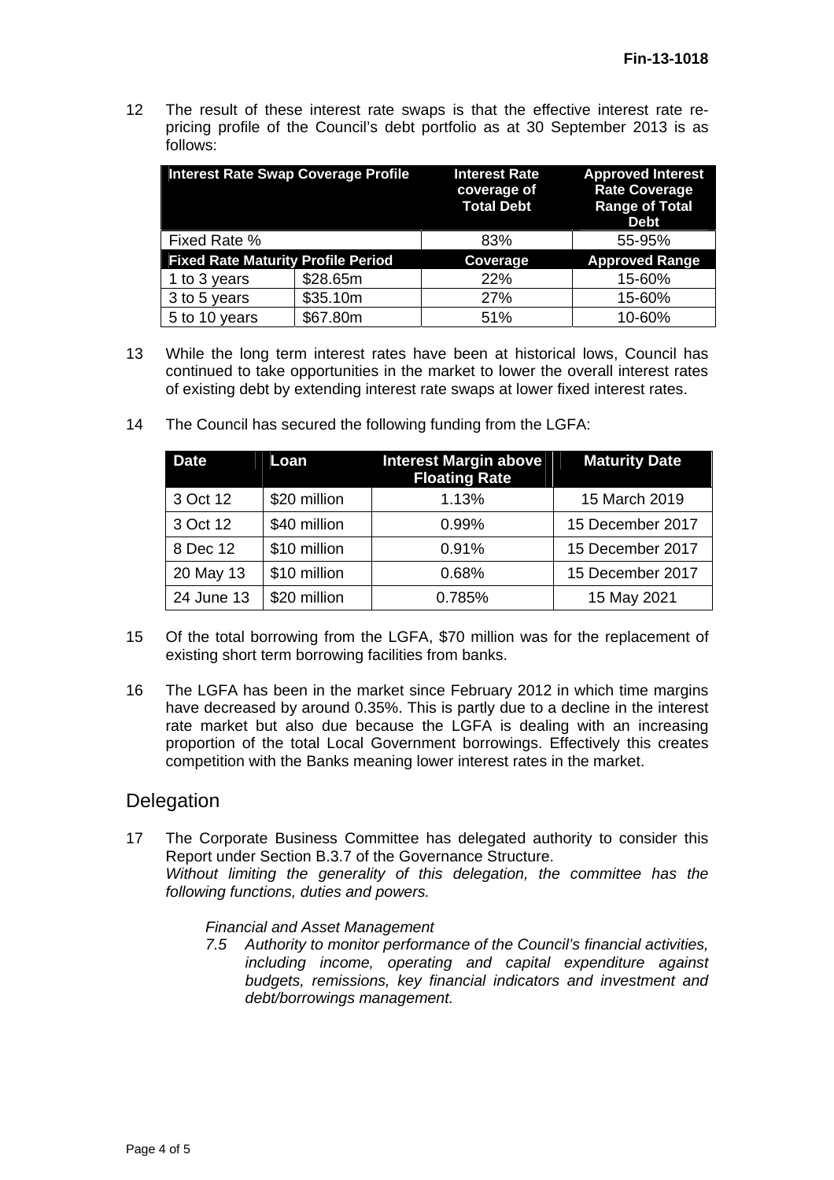12 The result of these interest rate swaps is that the effective interest rate re-pricing profile of the Council's debt portfolio as at 30 September 2013 is as follows:

| Interest Rate Swap Coverage Profile | | Interest Rate coverage of Total Debt | Approved Interest Rate Coverage Range of Total Debt |
|---|---|---|---|
| Fixed Rate % | | 83% | 55-95% |
| **Fixed Rate Maturity Profile Period** | | **Coverage** | **Approved Range** |
| 1 to 3 years | $28.65m | 22% | 15-60% |
| 3 to 5 years | $35.10m | 27% | 15-60% |
| 5 to 10 years | $67.80m | 51% | 10-60% |

13 While the long term interest rates have been at historical lows, Council has continued to take opportunities in the market to lower the overall interest rates of existing debt by extending interest rate swaps at lower fixed interest rates.

14 The Council has secured the following funding from the LGFA:

| Date | Loan | Interest Margin above Floating Rate | Maturity Date |
|---|---|---|---|
| 3 Oct 12 | $20 million | 1.13% | 15 March 2019 |
| 3 Oct 12 | $40 million | 0.99% | 15 December 2017 |
| 8 Dec 12 | $10 million | 0.91% | 15 December 2017 |
| 20 May 13 | $10 million | 0.68% | 15 December 2017 |
| 24 June 13 | $20 million | 0.785% | 15 May 2021 |

15 Of the total borrowing from the LGFA, $70 million was for the replacement of existing short term borrowing facilities from banks.

16 The LGFA has been in the market since February 2012 in which time margins have decreased by around 0.35%. This is partly due to a decline in the interest rate market but also due because the LGFA is dealing with an increasing proportion of the total Local Government borrowings. Effectively this creates competition with the Banks meaning lower interest rates in the market.

## Delegation

17 The Corporate Business Committee has delegated authority to consider this Report under Section B.3.7 of the Governance Structure.
*Without limiting the generality of this delegation, the committee has the following functions, duties and powers.*

*Financial and Asset Management*

*7.5 Authority to monitor performance of the Council's financial activities, including income, operating and capital expenditure against budgets, remissions, key financial indicators and investment and debt/borrowings management.*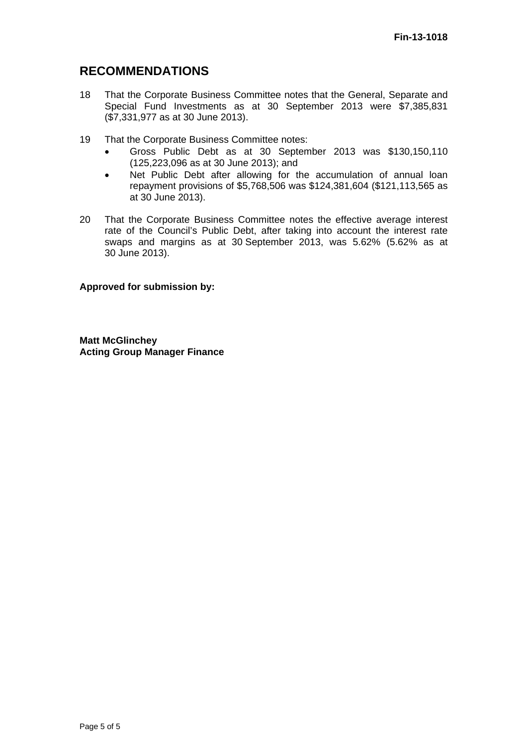## RECOMMENDATIONS

18 That the Corporate Business Committee notes that the General, Separate and Special Fund Investments as at 30 September 2013 were $7,385,831 ($7,331,977 as at 30 June 2013).

19 That the Corporate Business Committee notes:
   - Gross Public Debt as at 30 September 2013 was $130,150,110 (125,223,096 as at 30 June 2013); and
   - Net Public Debt after allowing for the accumulation of annual loan repayment provisions of $5,768,506 was $124,381,604 ($121,113,565 as at 30 June 2013).

20 That the Corporate Business Committee notes the effective average interest rate of the Council's Public Debt, after taking into account the interest rate swaps and margins as at 30 September 2013, was 5.62% (5.62% as at 30 June 2013).

**Approved for submission by:**

**Matt McGlinchey**
**Acting Group Manager Finance**